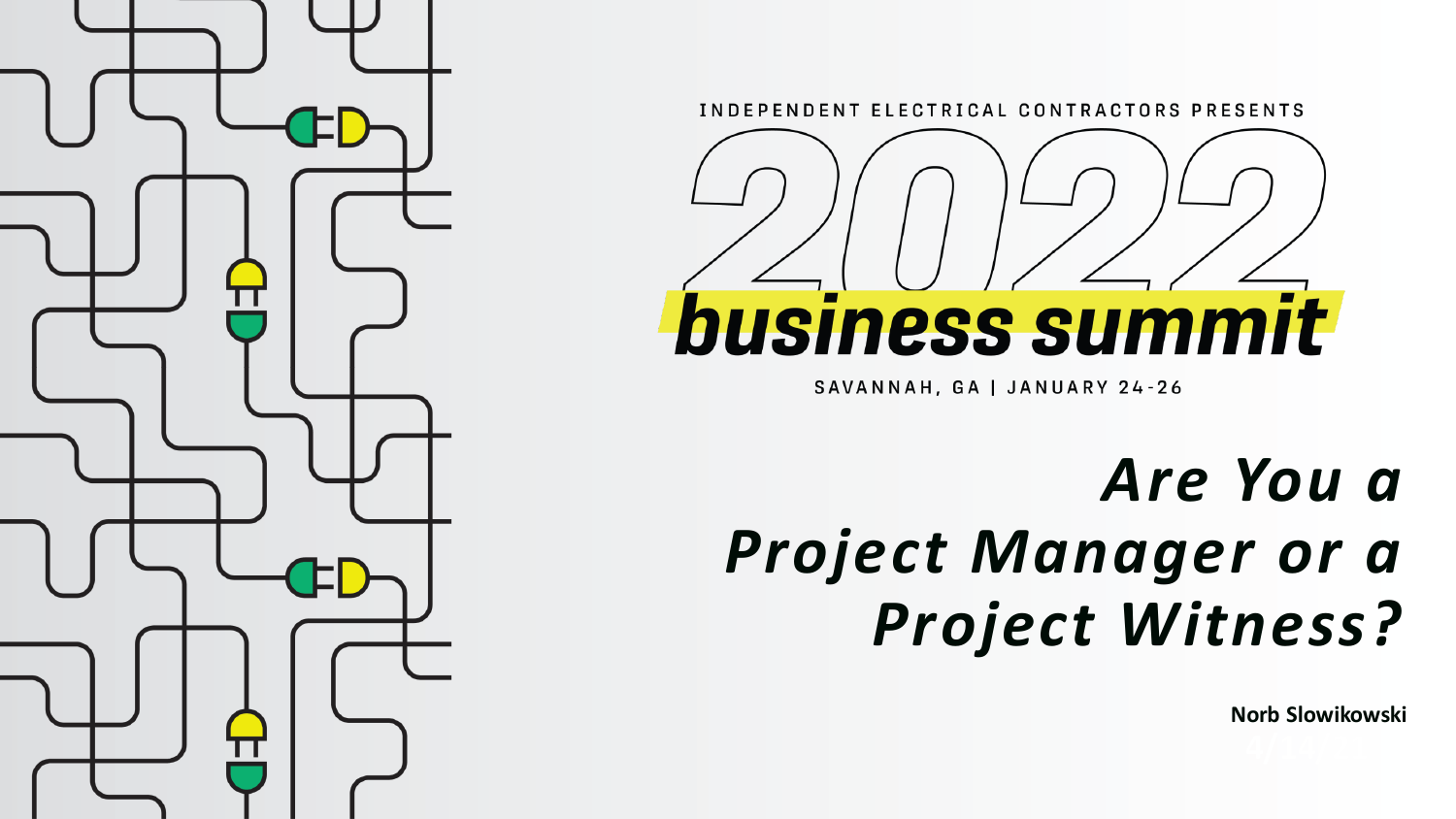INDEPENDENT ELECTRICAL CONTRACTORS PRESENTS

# 2022 business summit

SAVANNAH, GA | JANUARY 24-26

# *Are You a Project Manager or a Project Witness?*

**Norb Slowikowski**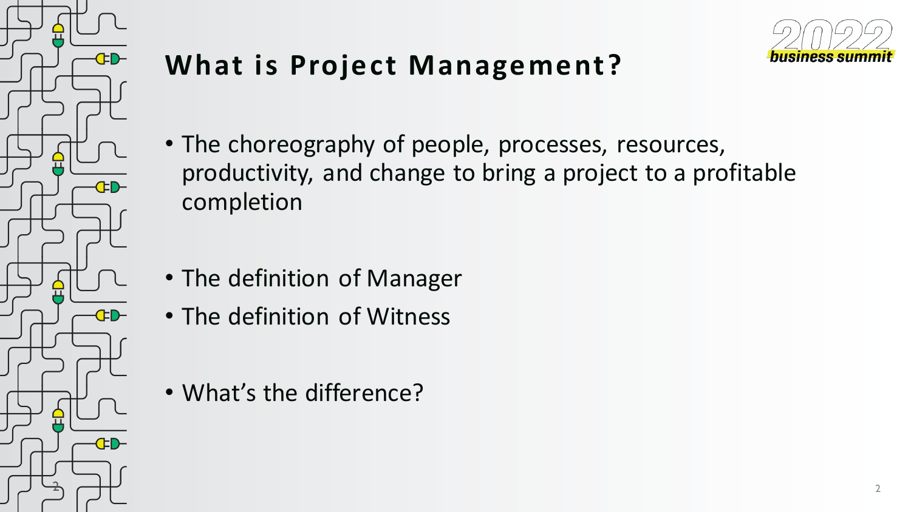# What is Project Management?

- The choreography of people, processes, resources, productivity, and change to bring a project to a profitable completion

- The definition of Manager
- The definition of Witness

- What's the difference?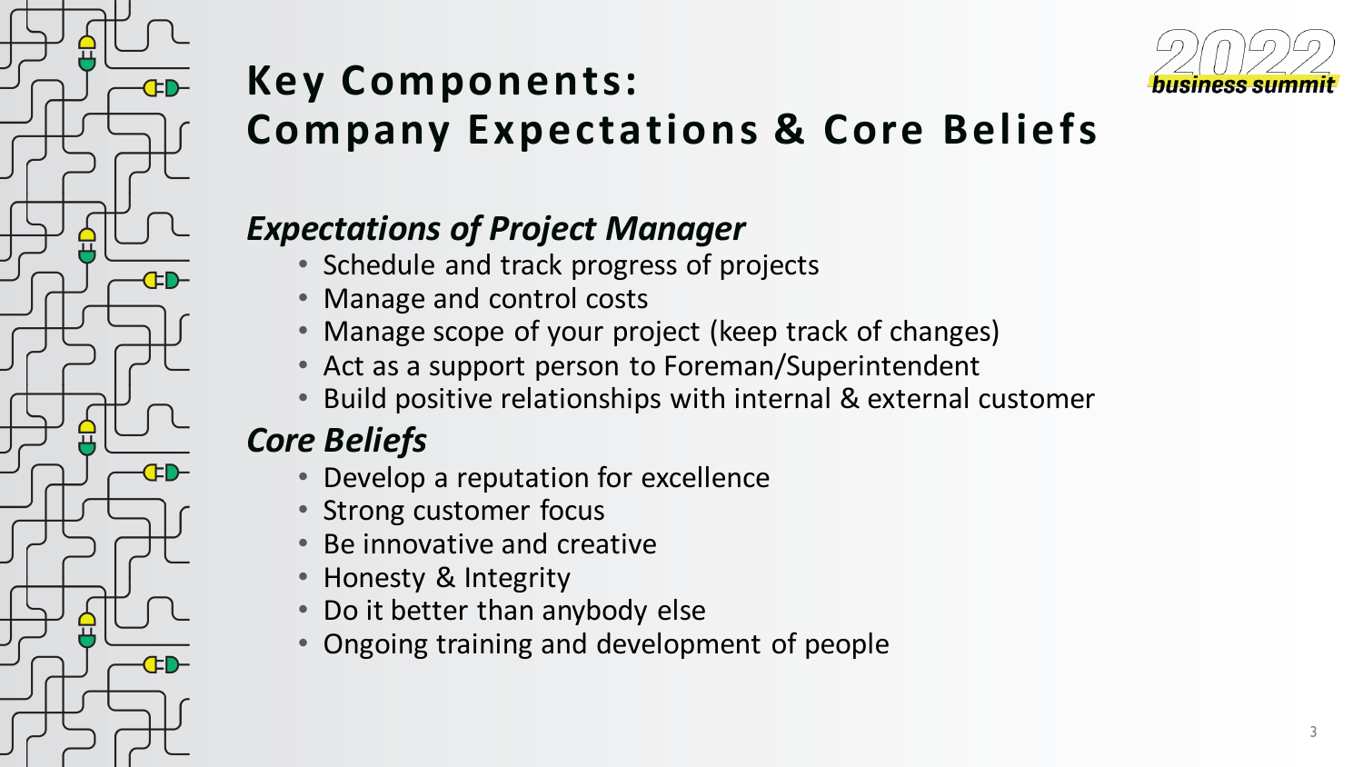# Key Components: Company Expectations & Core Beliefs

## *Expectations of Project Manager*

- Schedule and track progress of projects
- Manage and control costs
- Manage scope of your project (keep track of changes)
- Act as a support person to Foreman/Superintendent
- Build positive relationships with internal & external customer

## *Core Beliefs*

- Develop a reputation for excellence
- Strong customer focus
- Be innovative and creative
- Honesty & Integrity
- Do it better than anybody else
- Ongoing training and development of people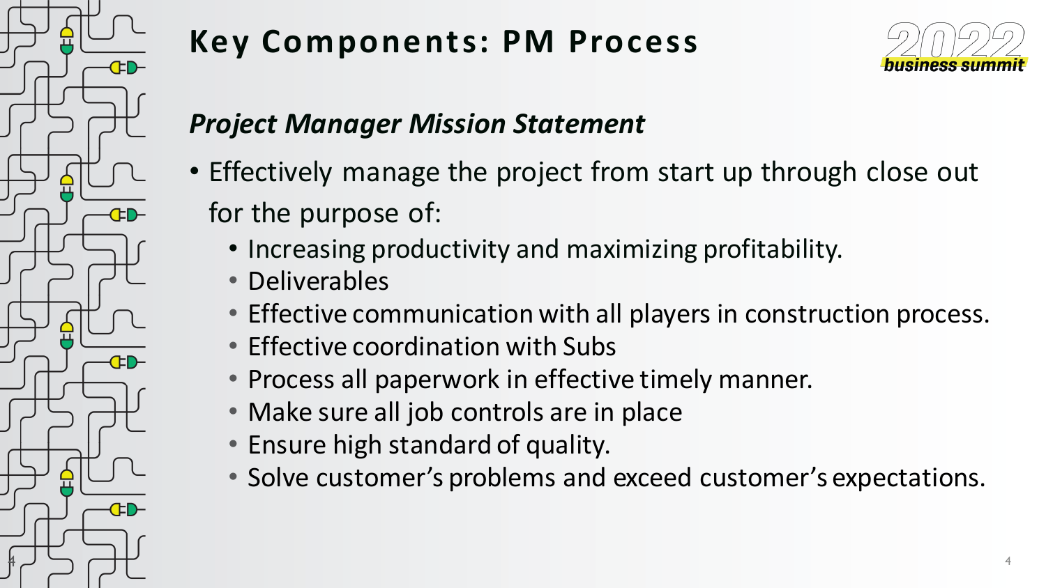# Key Components: PM Process

***Project Manager Mission Statement***

- Effectively manage the project from start up through close out for the purpose of:
  - Increasing productivity and maximizing profitability.
  - Deliverables
  - Effective communication with all players in construction process.
  - Effective coordination with Subs
  - Process all paperwork in effective timely manner.
  - Make sure all job controls are in place
  - Ensure high standard of quality.
  - Solve customer's problems and exceed customer's expectations.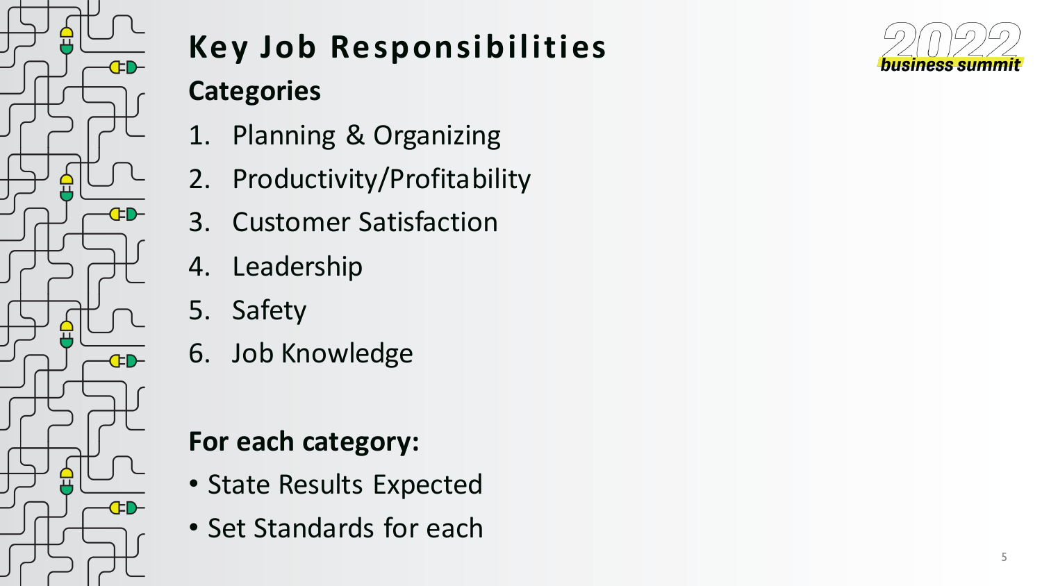# Key Job Responsibilities

## Categories

1. Planning & Organizing
2. Productivity/Profitability
3. Customer Satisfaction
4. Leadership
5. Safety
6. Job Knowledge

## For each category:

- State Results Expected
- Set Standards for each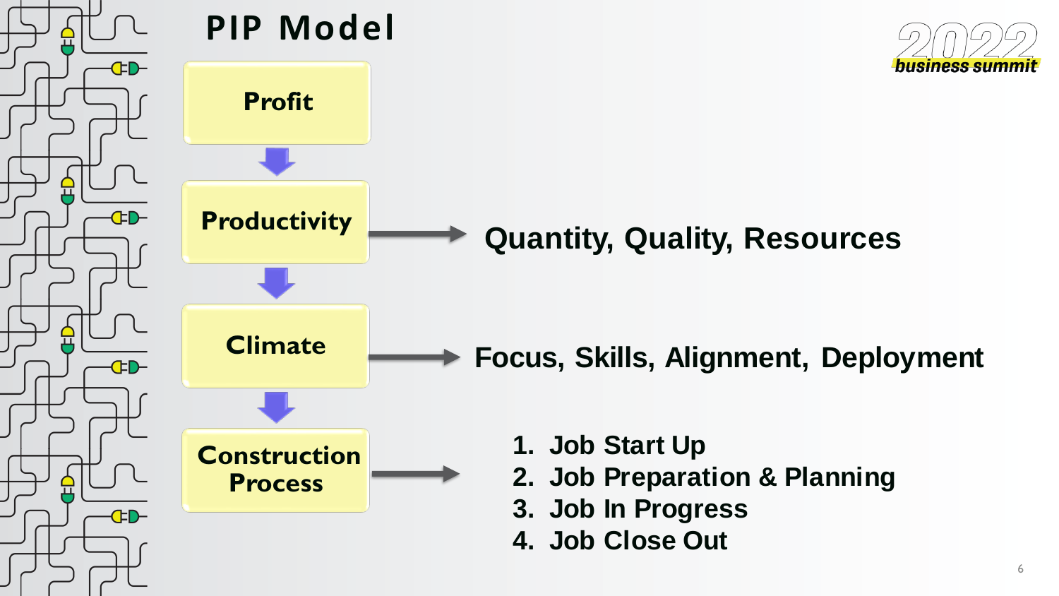# PIP Model

**Profit**

↓

**Productivity** → **Quantity, Quality, Resources**

↓

**Climate** → **Focus, Skills, Alignment, Deployment**

↓

**Construction Process** →

1. **Job Start Up**
2. **Job Preparation & Planning**
3. **Job In Progress**
4. **Job Close Out**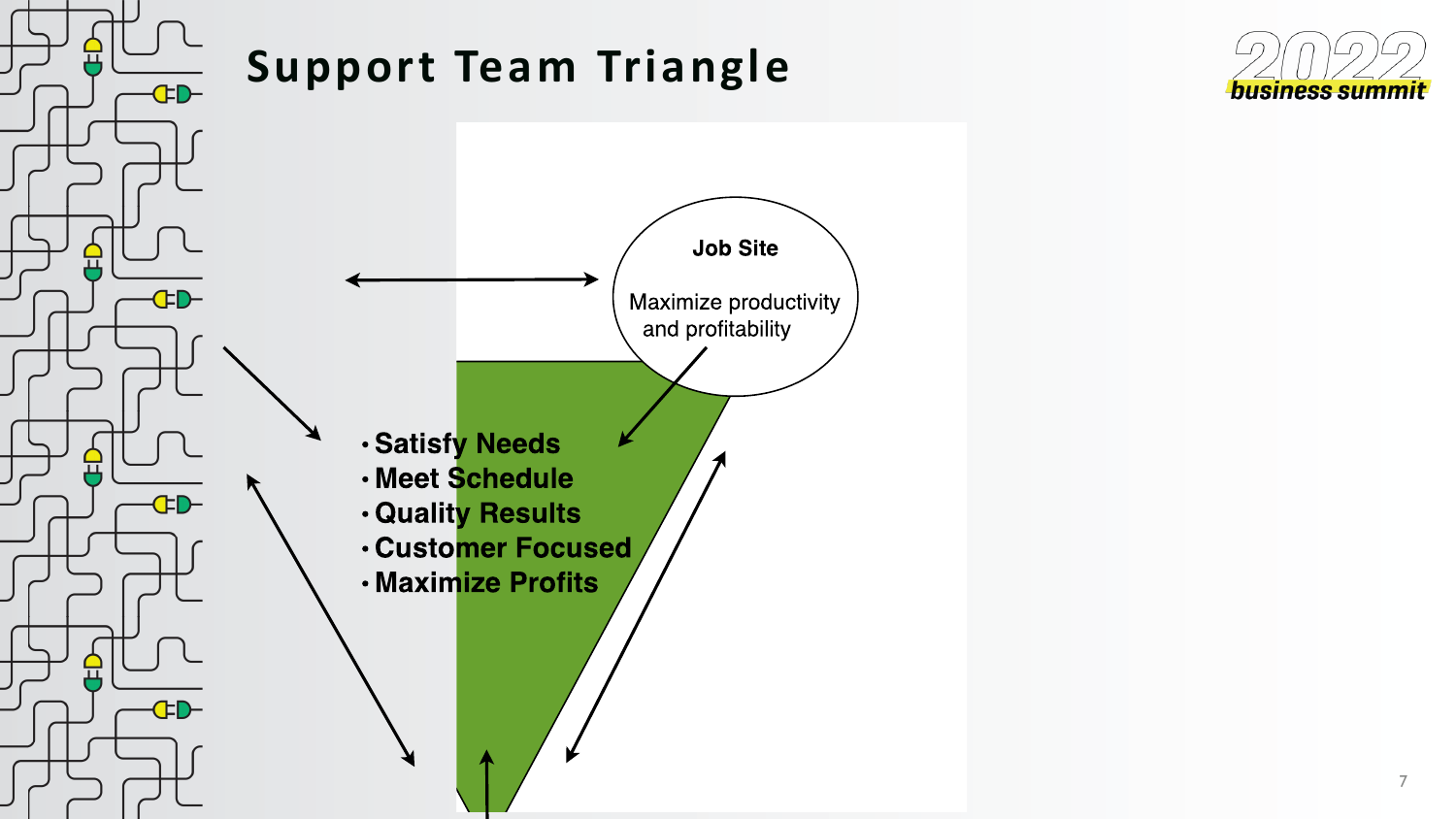# Support Team Triangle

**Job Site**

Maximize productivity and profitability

- **Satisfy Needs**
- **Meet Schedule**
- **Quality Results**
- **Customer Focused**
- **Maximize Profits**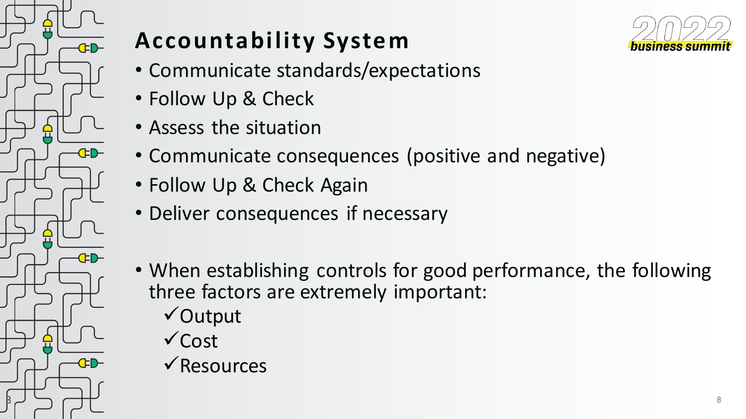# Accountability System

- Communicate standards/expectations
- Follow Up & Check
- Assess the situation
- Communicate consequences (positive and negative)
- Follow Up & Check Again
- Deliver consequences if necessary

- When establishing controls for good performance, the following three factors are extremely important:
  - ✓ Output
  - ✓ Cost
  - ✓ Resources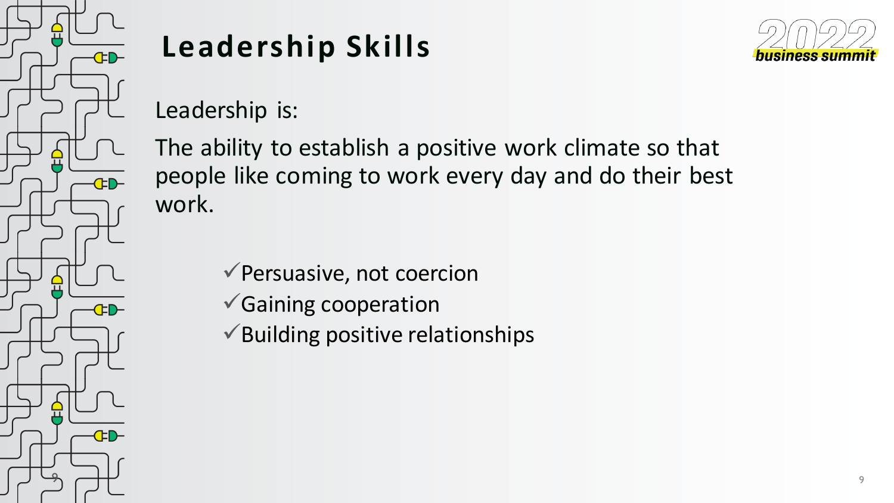# Leadership Skills

Leadership is:

The ability to establish a positive work climate so that people like coming to work every day and do their best work.

- ✓Persuasive, not coercion
- ✓Gaining cooperation
- ✓Building positive relationships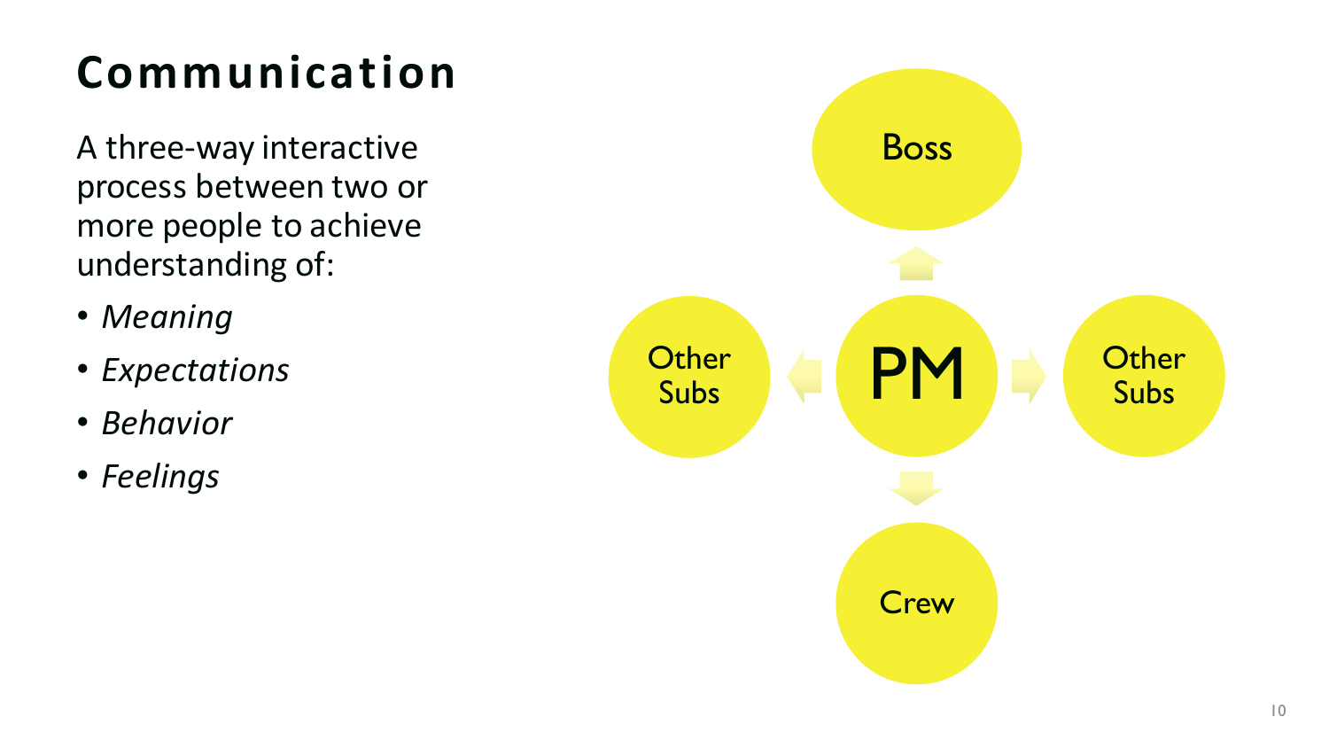# Communication

A three-way interactive process between two or more people to achieve understanding of:

- *Meaning*
- *Expectations*
- *Behavior*
- *Feelings*

Boss

Other Subs

PM

Other Subs

Crew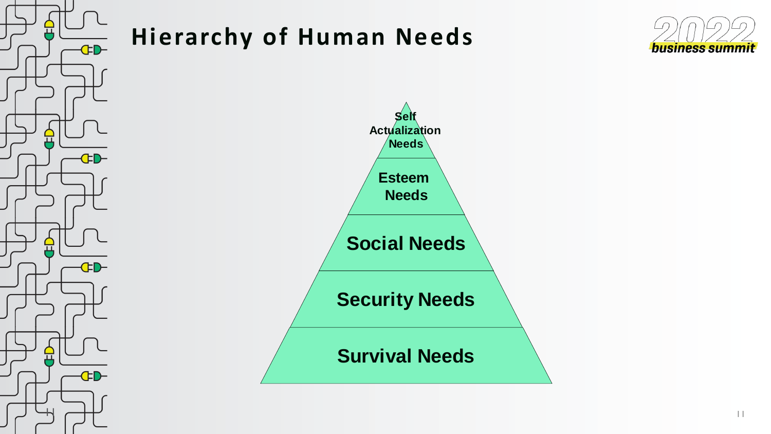# Hierarchy of Human Needs

- Self Actualization Needs
- Esteem Needs
- Social Needs
- Security Needs
- Survival Needs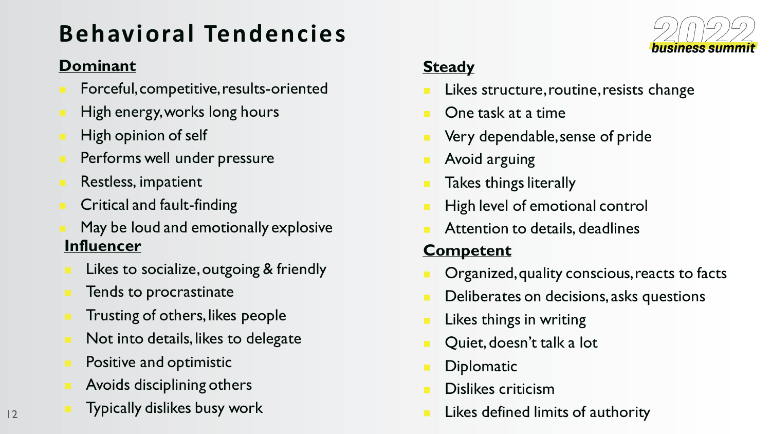# Behavioral Tendencies

**Dominant**

- Forceful, competitive, results-oriented
- High energy, works long hours
- High opinion of self
- Performs well under pressure
- Restless, impatient
- Critical and fault-finding
- May be loud and emotionally explosive

**Influencer**

- Likes to socialize, outgoing & friendly
- Tends to procrastinate
- Trusting of others, likes people
- Not into details, likes to delegate
- Positive and optimistic
- Avoids disciplining others
- Typically dislikes busy work

**Steady**

- Likes structure, routine, resists change
- One task at a time
- Very dependable, sense of pride
- Avoid arguing
- Takes things literally
- High level of emotional control
- Attention to details, deadlines

**Competent**

- Organized, quality conscious, reacts to facts
- Deliberates on decisions, asks questions
- Likes things in writing
- Quiet, doesn't talk a lot
- Diplomatic
- Dislikes criticism
- Likes defined limits of authority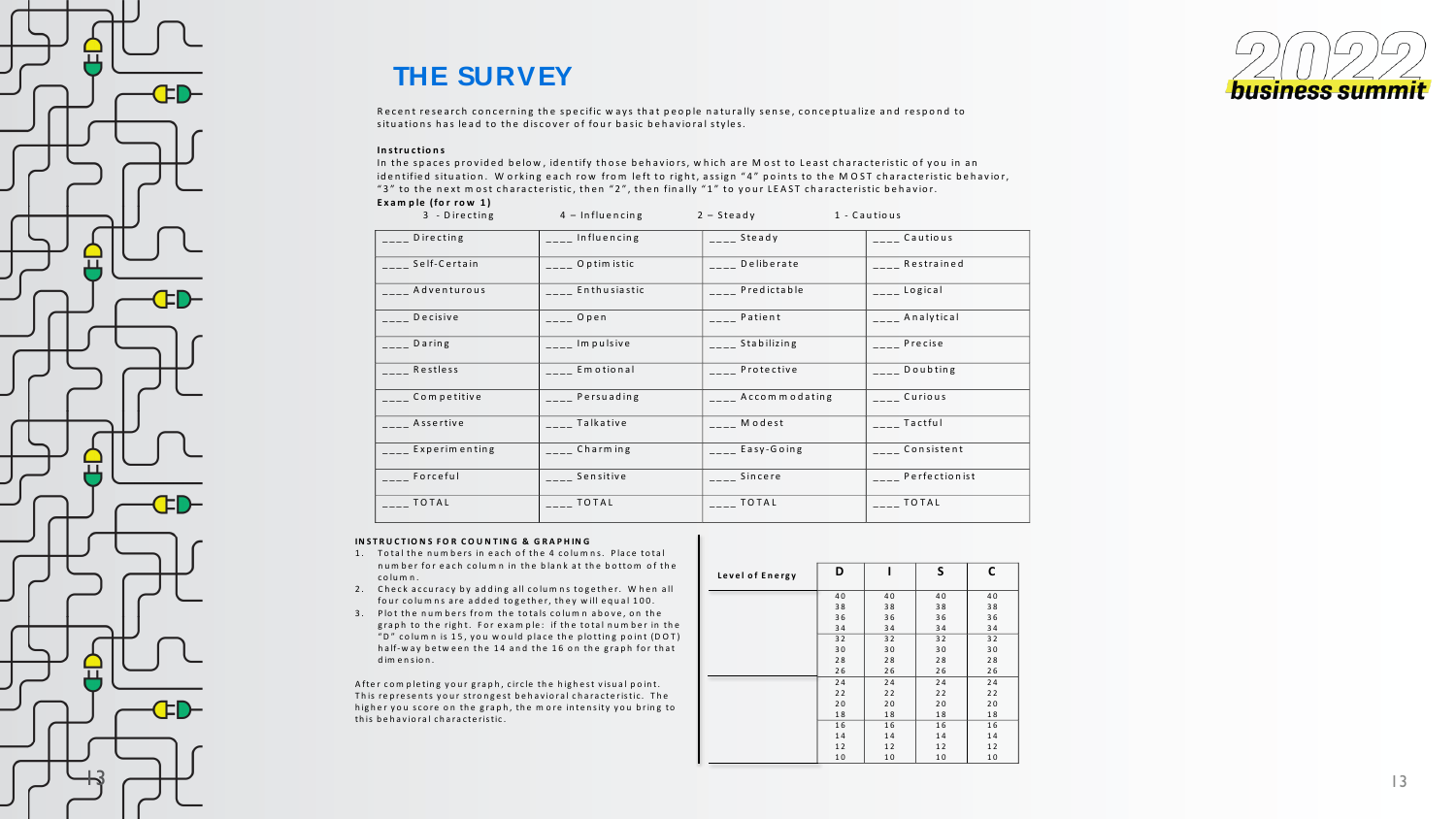## THE SURVEY

Recent research concerning the specific ways that people naturally sense, conceptualize and respond to situations has lead to the discover of four basic behavioral styles.

**Instructions**

In the spaces provided below, identify those behaviors, which are Most to Least characteristic of you in an identified situation. Working each row from left to right, assign "4" points to the MOST characteristic behavior, "3" to the next most characteristic, then "2", then finally "1" to your LEAST characteristic behavior.

**Example (for row 1)**

3 - Directing 4 – Influencing 2 – Steady 1 - Cautious

| | | | |
|---|---|---|---|
| ____ Directing | ____ Influencing | ____ Steady | ____ Cautious |
| ____ Self-Certain | ____ Optimistic | ____ Deliberate | ____ Restrained |
| ____ Adventurous | ____ Enthusiastic | ____ Predictable | ____ Logical |
| ____ Decisive | ____ Open | ____ Patient | ____ Analytical |
| ____ Daring | ____ Impulsive | ____ Stabilizing | ____ Precise |
| ____ Restless | ____ Emotional | ____ Protective | ____ Doubting |
| ____ Competitive | ____ Persuading | ____ Accommodating | ____ Curious |
| ____ Assertive | ____ Talkative | ____ Modest | ____ Tactful |
| ____ Experimenting | ____ Charming | ____ Easy-Going | ____ Consistent |
| ____ Forceful | ____ Sensitive | ____ Sincere | ____ Perfectionist |
| ____ TOTAL | ____ TOTAL | ____ TOTAL | ____ TOTAL |

**INSTRUCTIONS FOR COUNTING & GRAPHING**

1. Total the numbers in each of the 4 columns. Place total number for each column in the blank at the bottom of the column.
2. Check accuracy by adding all columns together. When all four columns are added together, they will equal 100.
3. Plot the numbers from the totals column above, on the graph to the right. For example: if the total number in the "D" column is 15, you would place the plotting point (DOT) half-way between the 14 and the 16 on the graph for that dimension.

After completing your graph, circle the highest visual point. This represents your strongest behavioral characteristic. The higher you score on the graph, the more intensity you bring to this behavioral characteristic.

| Level of Energy | D | I | S | C |
|---|---|---|---|---|
| | 40 | 40 | 40 | 40 |
| | 38 | 38 | 38 | 38 |
| | 36 | 36 | 36 | 36 |
| | 34 | 34 | 34 | 34 |
| | 32 | 32 | 32 | 32 |
| | 30 | 30 | 30 | 30 |
| | 28 | 28 | 28 | 28 |
| | 26 | 26 | 26 | 26 |
| | 24 | 24 | 24 | 24 |
| | 22 | 22 | 22 | 22 |
| | 20 | 20 | 20 | 20 |
| | 18 | 18 | 18 | 18 |
| | 16 | 16 | 16 | 16 |
| | 14 | 14 | 14 | 14 |
| | 12 | 12 | 12 | 12 |
| | 10 | 10 | 10 | 10 |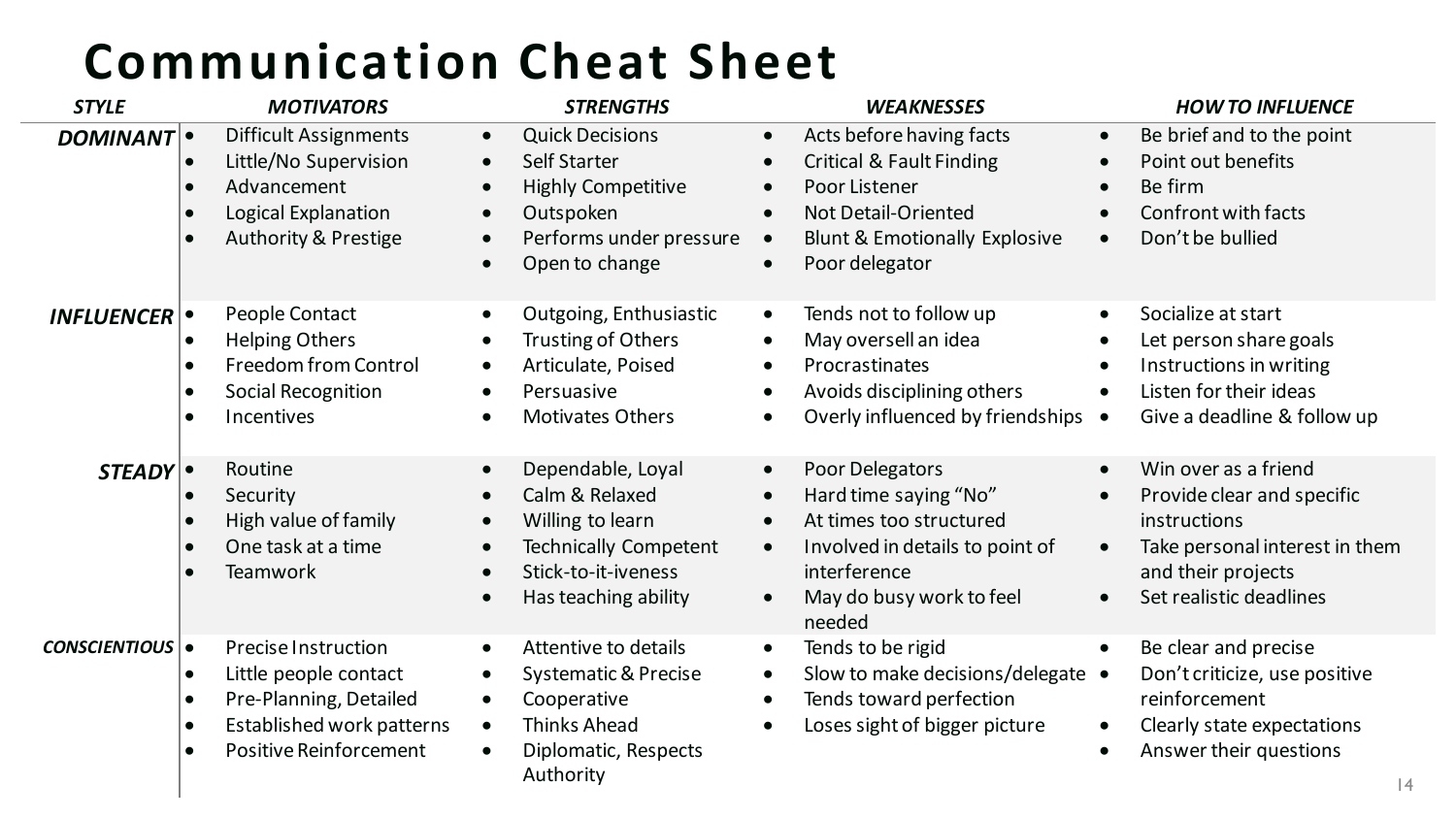# Communication Cheat Sheet

| STYLE | MOTIVATORS | STRENGTHS | WEAKNESSES | HOW TO INFLUENCE |
|---|---|---|---|---|
| **DOMINANT** | • Difficult Assignments<br>• Little/No Supervision<br>• Advancement<br>• Logical Explanation<br>• Authority & Prestige | • Quick Decisions<br>• Self Starter<br>• Highly Competitive<br>• Outspoken<br>• Performs under pressure<br>• Open to change | • Acts before having facts<br>• Critical & Fault Finding<br>• Poor Listener<br>• Not Detail-Oriented<br>• Blunt & Emotionally Explosive<br>• Poor delegator | • Be brief and to the point<br>• Point out benefits<br>• Be firm<br>• Confront with facts<br>• Don't be bullied |
| **INFLUENCER** | • People Contact<br>• Helping Others<br>• Freedom from Control<br>• Social Recognition<br>• Incentives | • Outgoing, Enthusiastic<br>• Trusting of Others<br>• Articulate, Poised<br>• Persuasive<br>• Motivates Others | • Tends not to follow up<br>• May oversell an idea<br>• Procrastinates<br>• Avoids disciplining others<br>• Overly influenced by friendships | • Socialize at start<br>• Let person share goals<br>• Instructions in writing<br>• Listen for their ideas<br>• Give a deadline & follow up |
| **STEADY** | • Routine<br>• Security<br>• High value of family<br>• One task at a time<br>• Teamwork | • Dependable, Loyal<br>• Calm & Relaxed<br>• Willing to learn<br>• Technically Competent<br>• Stick-to-it-iveness<br>• Has teaching ability | • Poor Delegators<br>• Hard time saying "No"<br>• At times too structured<br>• Involved in details to point of interference<br>• May do busy work to feel needed | • Win over as a friend<br>• Provide clear and specific instructions<br>• Take personal interest in them and their projects<br>• Set realistic deadlines |
| **CONSCIENTIOUS** | • Precise Instruction<br>• Little people contact<br>• Pre-Planning, Detailed<br>• Established work patterns<br>• Positive Reinforcement | • Attentive to details<br>• Systematic & Precise<br>• Cooperative<br>• Thinks Ahead<br>• Diplomatic, Respects Authority | • Tends to be rigid<br>• Slow to make decisions/delegate<br>• Tends toward perfection<br>• Loses sight of bigger picture | • Be clear and precise<br>• Don't criticize, use positive reinforcement<br>• Clearly state expectations<br>• Answer their questions |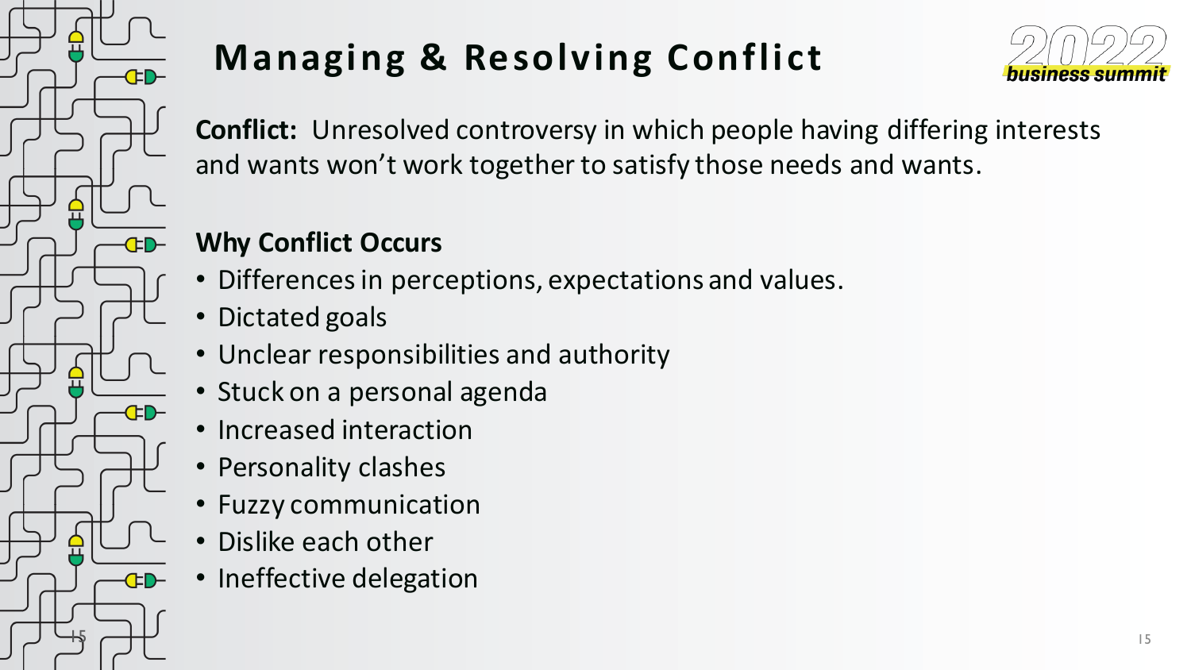# Managing & Resolving Conflict

**Conflict:** Unresolved controversy in which people having differing interests and wants won't work together to satisfy those needs and wants.

## Why Conflict Occurs

- Differences in perceptions, expectations and values.
- Dictated goals
- Unclear responsibilities and authority
- Stuck on a personal agenda
- Increased interaction
- Personality clashes
- Fuzzy communication
- Dislike each other
- Ineffective delegation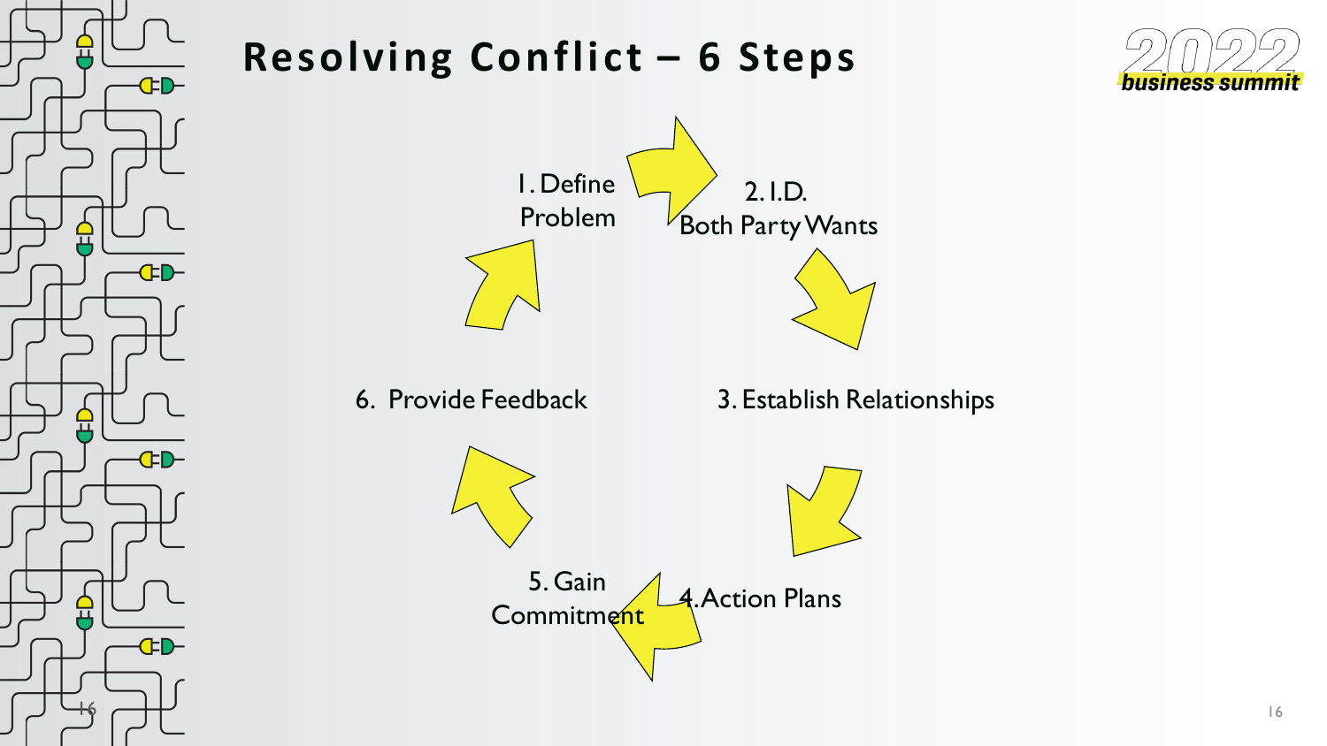# Resolving Conflict – 6 Steps

1. Define Problem
2. I.D. Both Party Wants
3. Establish Relationships
4. Action Plans
5. Gain Commitment
6. Provide Feedback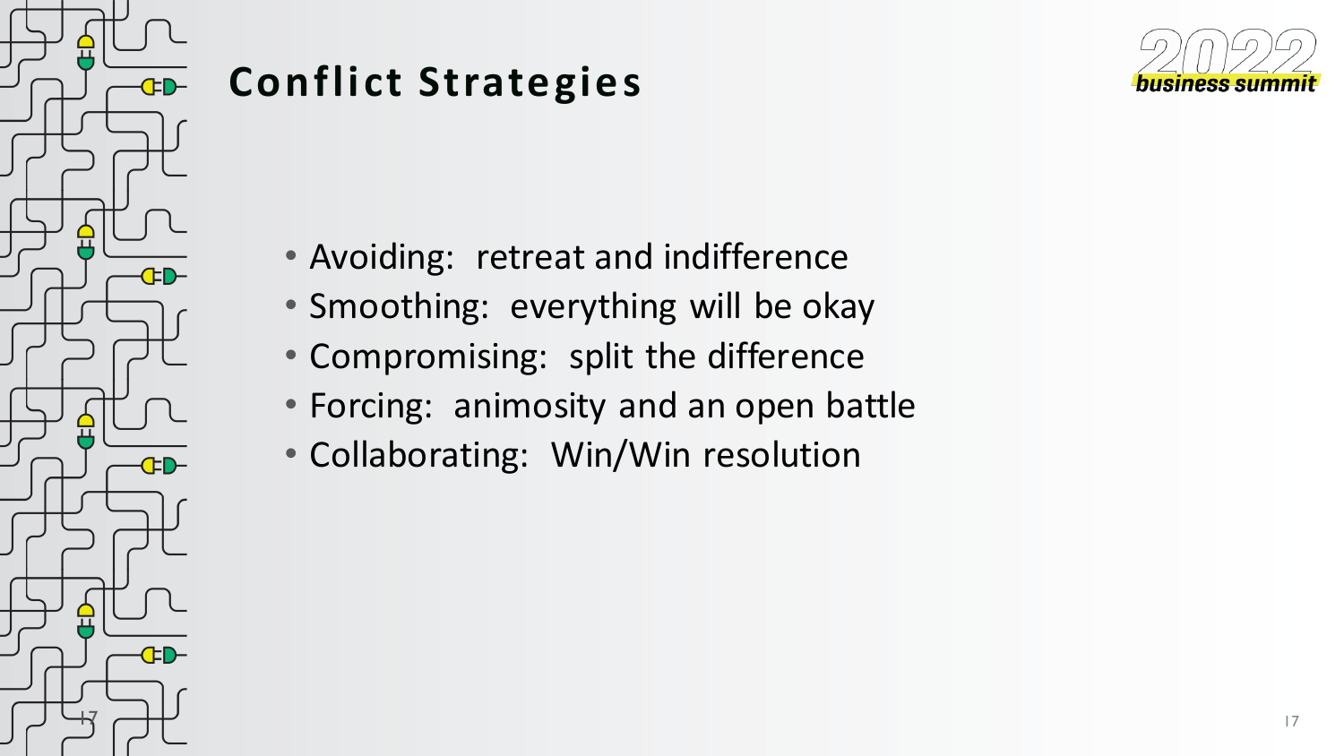# Conflict Strategies

- Avoiding:  retreat and indifference
- Smoothing:  everything will be okay
- Compromising:  split the difference
- Forcing:  animosity and an open battle
- Collaborating:  Win/Win resolution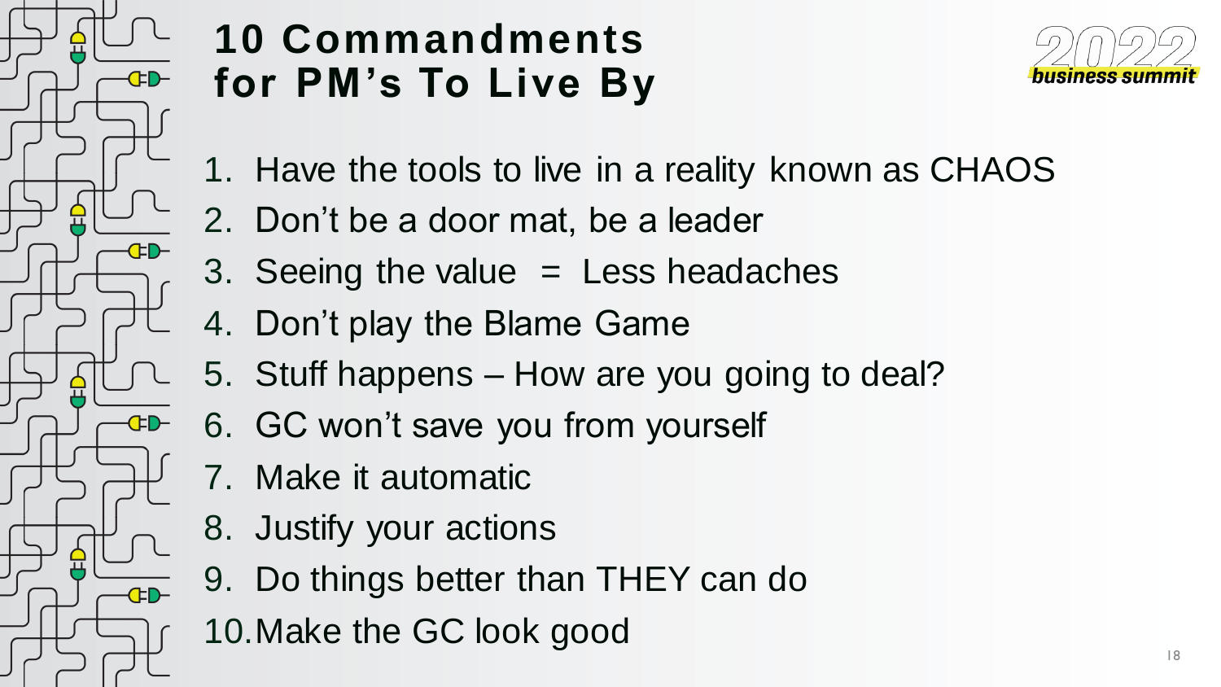# 10 Commandments for PM's To Live By

2022 business summit

1. Have the tools to live in a reality known as CHAOS
2. Don't be a door mat, be a leader
3. Seeing the value = Less headaches
4. Don't play the Blame Game
5. Stuff happens – How are you going to deal?
6. GC won't save you from yourself
7. Make it automatic
8. Justify your actions
9. Do things better than THEY can do
10. Make the GC look good